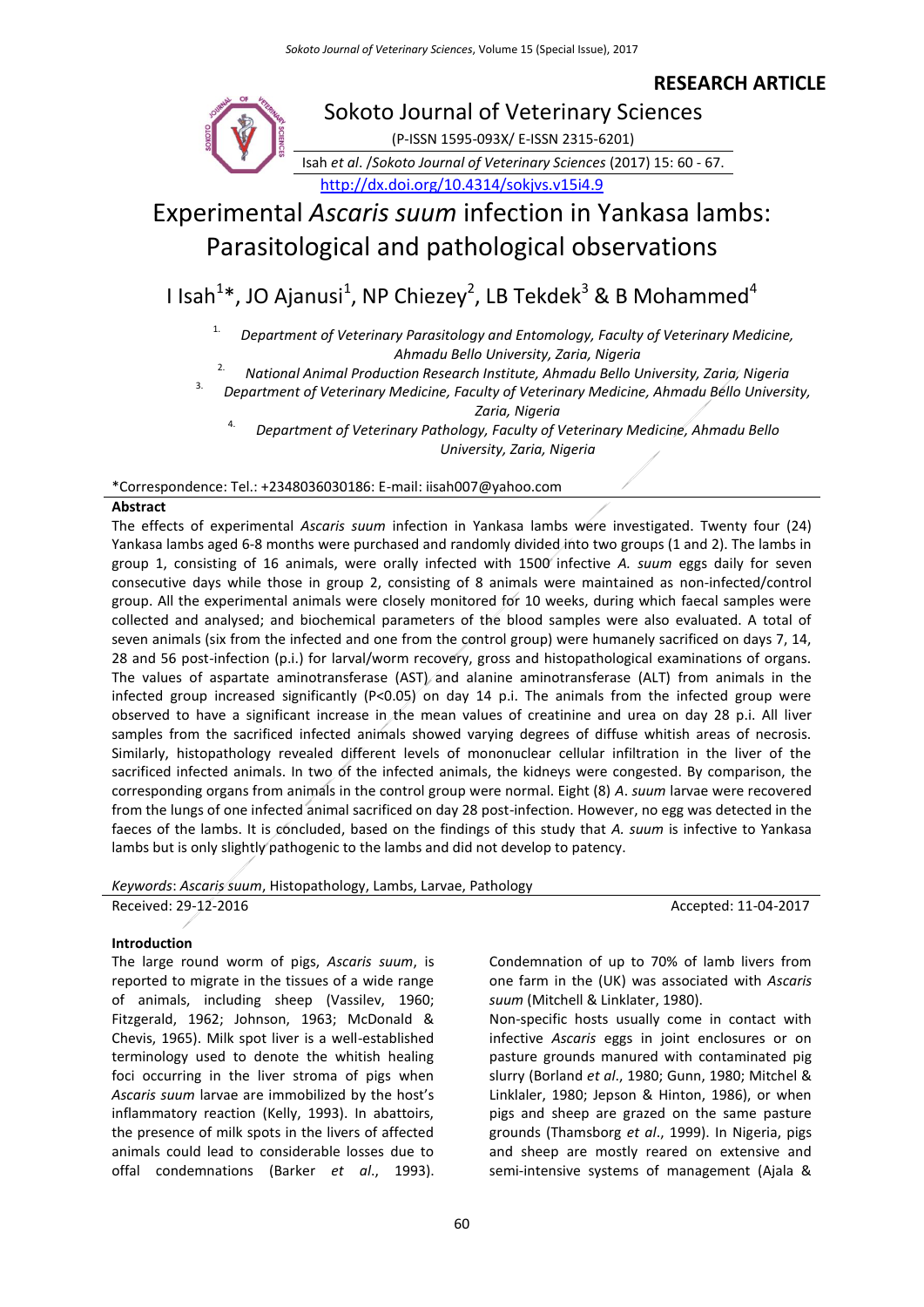**RESEARCH ARTICLE**

Sokoto Journal of Veterinary Sciences

(P-ISSN 1595-093X/ E-ISSN 2315-6201)

Isah *et al.* /*Sokoto Journal of Veterinary Sciences* (2017) 15: 60 - 67.

http://dx.doi.org/10.4314/sokjvs.v15i4.9

# Experimental *Ascaris suum* infection in Yankasa lambs: Parasitological and pathological observations

I Isah[1]*, JO Ajanusi[1], NP Chiezey[2], LB Tekdek[3] & B Mohammed[4]

1. *Department of Veterinary Parasitology and Entomology, Faculty of Veterinary Medicine, Ahmadu Bello University, Zaria, Nigeria*
2. *National Animal Production Research Institute, Ahmadu Bello University, Zaria, Nigeria*
3. *Department of Veterinary Medicine, Faculty of Veterinary Medicine, Ahmadu Bello University, Zaria, Nigeria*
4. *Department of Veterinary Pathology, Faculty of Veterinary Medicine, Ahmadu Bello University, Zaria, Nigeria*

*Correspondence: Tel.: +2348036030186: E-mail: iisah007@yahoo.com

## Abstract

The effects of experimental *Ascaris suum* infection in Yankasa lambs were investigated. Twenty four (24) Yankasa lambs aged 6-8 months were purchased and randomly divided into two groups (1 and 2). The lambs in group 1, consisting of 16 animals, were orally infected with 1500 infective *A. suum* eggs daily for seven consecutive days while those in group 2, consisting of 8 animals were maintained as non-infected/control group. All the experimental animals were closely monitored for 10 weeks, during which faecal samples were collected and analysed; and biochemical parameters of the blood samples were also evaluated. A total of seven animals (six from the infected and one from the control group) were humanely sacrificed on days 7, 14, 28 and 56 post-infection (p.i.) for larval/worm recovery, gross and histopathological examinations of organs. The values of aspartate aminotransferase (AST) and alanine aminotransferase (ALT) from animals in the infected group increased significantly ($P<0.05$) on day 14 p.i. The animals from the infected group were observed to have a significant increase in the mean values of creatinine and urea on day 28 p.i. All liver samples from the sacrificed infected animals showed varying degrees of diffuse whitish areas of necrosis. Similarly, histopathology revealed different levels of mononuclear cellular infiltration in the liver of the sacrificed infected animals. In two of the infected animals, the kidneys were congested. By comparison, the corresponding organs from animals in the control group were normal. Eight (8) *A. suum* larvae were recovered from the lungs of one infected animal sacrificed on day 28 post-infection. However, no egg was detected in the faeces of the lambs. It is concluded, based on the findings of this study that *A. suum* is infective to Yankasa lambs but is only slightly pathogenic to the lambs and did not develop to patency.

*Keywords*: *Ascaris suum*, Histopathology, Lambs, Larvae, Pathology

Received: 29-12-2016 Accepted: 11-04-2017

## Introduction

The large round worm of pigs, *Ascaris suum*, is reported to migrate in the tissues of a wide range of animals, including sheep (Vassilev, 1960; Fitzgerald, 1962; Johnson, 1963; McDonald & Chevis, 1965). Milk spot liver is a well-established terminology used to denote the whitish healing foci occurring in the liver stroma of pigs when *Ascaris suum* larvae are immobilized by the host's inflammatory reaction (Kelly, 1993). In abattoirs, the presence of milk spots in the livers of affected animals could lead to considerable losses due to offal condemnations (Barker *et al*., 1993). Condemnation of up to 70% of lamb livers from one farm in the (UK) was associated with *Ascaris suum* (Mitchell & Linklater, 1980).

Non-specific hosts usually come in contact with infective *Ascaris* eggs in joint enclosures or on pasture grounds manured with contaminated pig slurry (Borland *et al*., 1980; Gunn, 1980; Mitchel & Linklaler, 1980; Jepson & Hinton, 1986), or when pigs and sheep are grazed on the same pasture grounds (Thamsborg *et al*., 1999). In Nigeria, pigs and sheep are mostly reared on extensive and semi-intensive systems of management (Ajala &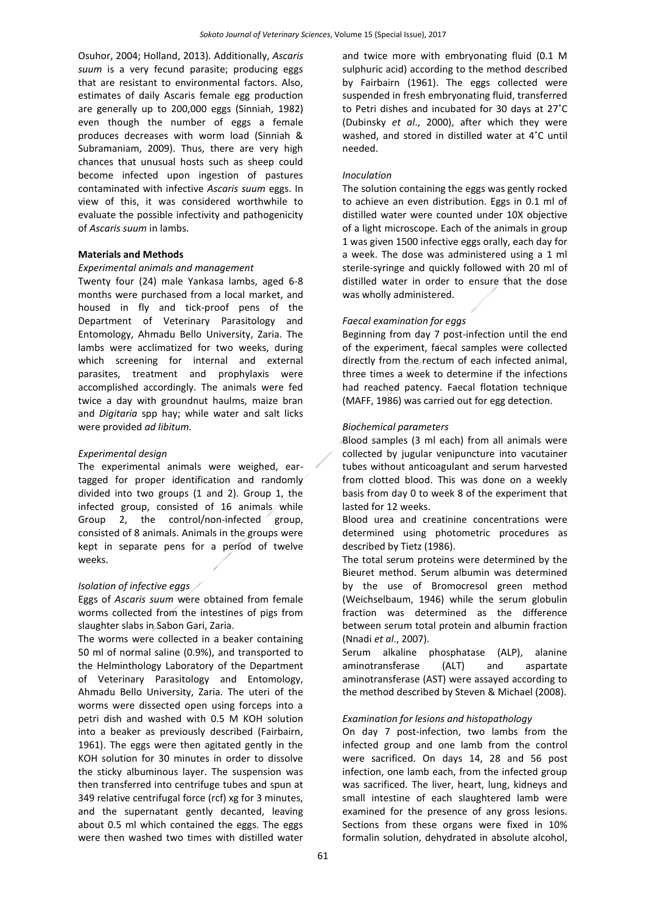Osuhor, 2004; Holland, 2013). Additionally, *Ascaris suum* is a very fecund parasite; producing eggs that are resistant to environmental factors. Also, estimates of daily Ascaris female egg production are generally up to 200,000 eggs (Sinniah, 1982) even though the number of eggs a female produces decreases with worm load (Sinniah & Subramaniam, 2009). Thus, there are very high chances that unusual hosts such as sheep could become infected upon ingestion of pastures contaminated with infective *Ascaris suum* eggs. In view of this, it was considered worthwhile to evaluate the possible infectivity and pathogenicity of *Ascaris suum* in lambs.

## Materials and Methods

### *Experimental animals and management*

Twenty four (24) male Yankasa lambs, aged 6-8 months were purchased from a local market, and housed in fly and tick-proof pens of the Department of Veterinary Parasitology and Entomology, Ahmadu Bello University, Zaria. The lambs were acclimatized for two weeks, during which screening for internal and external parasites, treatment and prophylaxis were accomplished accordingly. The animals were fed twice a day with groundnut haulms, maize bran and *Digitaria* spp hay; while water and salt licks were provided *ad libitum.*

### *Experimental design*

The experimental animals were weighed, ear-tagged for proper identification and randomly divided into two groups (1 and 2). Group 1, the infected group, consisted of 16 animals while Group 2, the control/non-infected group, consisted of 8 animals. Animals in the groups were kept in separate pens for a period of twelve weeks.

### *Isolation of infective eggs*

Eggs of *Ascaris suum* were obtained from female worms collected from the intestines of pigs from slaughter slabs in Sabon Gari, Zaria.

The worms were collected in a beaker containing 50 ml of normal saline (0.9%), and transported to the Helminthology Laboratory of the Department of Veterinary Parasitology and Entomology, Ahmadu Bello University, Zaria. The uteri of the worms were dissected open using forceps into a petri dish and washed with 0.5 M KOH solution into a beaker as previously described (Fairbairn, 1961). The eggs were then agitated gently in the KOH solution for 30 minutes in order to dissolve the sticky albuminous layer. The suspension was then transferred into centrifuge tubes and spun at 349 relative centrifugal force (rcf) xg for 3 minutes, and the supernatant gently decanted, leaving about 0.5 ml which contained the eggs. The eggs were then washed two times with distilled water and twice more with embryonating fluid (0.1 M sulphuric acid) according to the method described by Fairbairn (1961). The eggs collected were suspended in fresh embryonating fluid, transferred to Petri dishes and incubated for 30 days at 27˚C (Dubinsky *et al*., 2000), after which they were washed, and stored in distilled water at 4˚C until needed.

### *Inoculation*

The solution containing the eggs was gently rocked to achieve an even distribution. Eggs in 0.1 ml of distilled water were counted under 10X objective of a light microscope. Each of the animals in group 1 was given 1500 infective eggs orally, each day for a week. The dose was administered using a 1 ml sterile-syringe and quickly followed with 20 ml of distilled water in order to ensure that the dose was wholly administered.

### *Faecal examination for eggs*

Beginning from day 7 post-infection until the end of the experiment, faecal samples were collected directly from the rectum of each infected animal, three times a week to determine if the infections had reached patency. Faecal flotation technique (MAFF, 1986) was carried out for egg detection.

### *Biochemical parameters*

Blood samples (3 ml each) from all animals were collected by jugular venipuncture into vacutainer tubes without anticoagulant and serum harvested from clotted blood. This was done on a weekly basis from day 0 to week 8 of the experiment that lasted for 12 weeks.

Blood urea and creatinine concentrations were determined using photometric procedures as described by Tietz (1986).

The total serum proteins were determined by the Bieuret method. Serum albumin was determined by the use of Bromocresol green method (Weichselbaum, 1946) while the serum globulin fraction was determined as the difference between serum total protein and albumin fraction (Nnadi *et al*., 2007).

Serum alkaline phosphatase (ALP), alanine aminotransferase (ALT) and aspartate aminotransferase (AST) were assayed according to the method described by Steven & Michael (2008).

### *Examination for lesions and histopathology*

On day 7 post-infection, two lambs from the infected group and one lamb from the control were sacrificed. On days 14, 28 and 56 post infection, one lamb each, from the infected group was sacrificed. The liver, heart, lung, kidneys and small intestine of each slaughtered lamb were examined for the presence of any gross lesions. Sections from these organs were fixed in 10% formalin solution, dehydrated in absolute alcohol,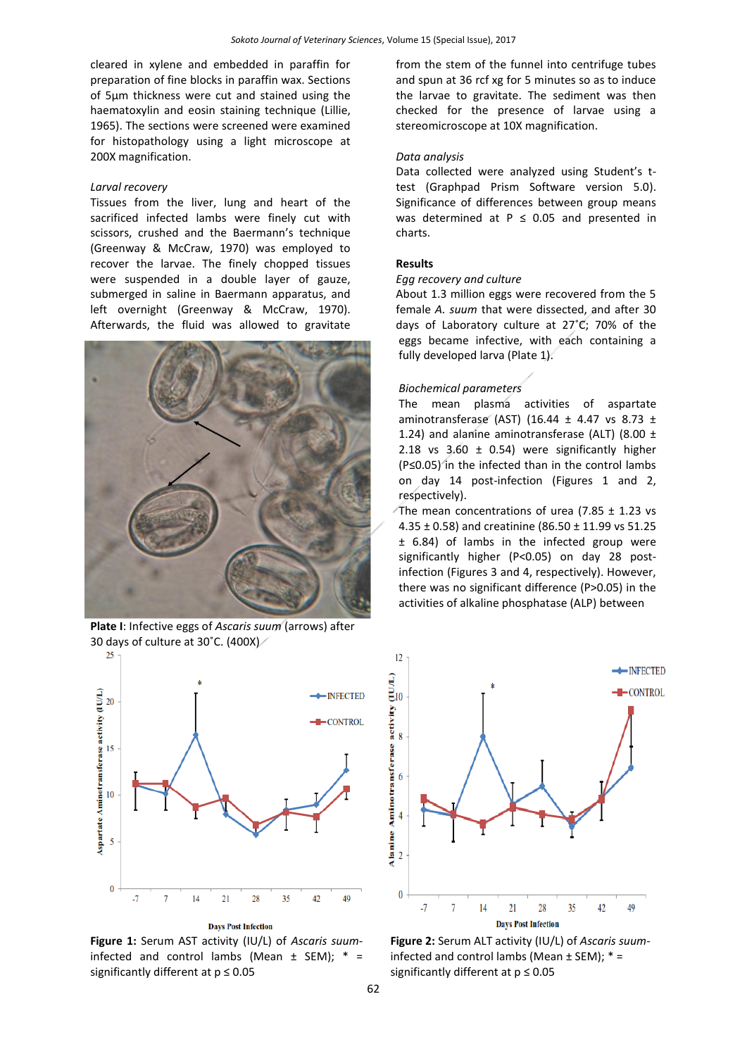cleared in xylene and embedded in paraffin for preparation of fine blocks in paraffin wax. Sections of 5µm thickness were cut and stained using the haematoxylin and eosin staining technique (Lillie, 1965). The sections were screened were examined for histopathology using a light microscope at 200X magnification.

*Larval recovery*

Tissues from the liver, lung and heart of the sacrificed infected lambs were finely cut with scissors, crushed and the Baermann's technique (Greenway & McCraw, 1970) was employed to recover the larvae. The finely chopped tissues were suspended in a double layer of gauze, submerged in saline in Baermann apparatus, and left overnight (Greenway & McCraw, 1970). Afterwards, the fluid was allowed to gravitate from the stem of the funnel into centrifuge tubes and spun at 36 rcf xg for 5 minutes so as to induce the larvae to gravitate. The sediment was then checked for the presence of larvae using a stereomicroscope at 10X magnification.

**Plate I**: Infective eggs of *Ascaris suum* (arrows) after 30 days of culture at 30˚C. (400X)

*Data analysis*

Data collected were analyzed using Student's t-test (Graphpad Prism Software version 5.0). Significance of differences between group means was determined at P ≤ 0.05 and presented in charts.

**Results**

*Egg recovery and culture*

About 1.3 million eggs were recovered from the 5 female *A. suum* that were dissected, and after 30 days of Laboratory culture at 27˚C; 70% of the eggs became infective, with each containing a fully developed larva (Plate 1).

*Biochemical parameters*

The mean plasma activities of aspartate aminotransferase (AST) (16.44 ± 4.47 vs 8.73 ± 1.24) and alanine aminotransferase (ALT) (8.00 ± 2.18 vs 3.60 ± 0.54) were significantly higher (P≤0.05) in the infected than in the control lambs on day 14 post-infection (Figures 1 and 2, respectively).

The mean concentrations of urea (7.85 ± 1.23 vs 4.35 ± 0.58) and creatinine (86.50 ± 11.99 vs 51.25 ± 6.84) of lambs in the infected group were significantly higher (P<0.05) on day 28 post-infection (Figures 3 and 4, respectively). However, there was no significant difference (P>0.05) in the activities of alkaline phosphatase (ALP) between

**Figure 1:** Serum AST activity (IU/L) of *Ascaris suum*-infected and control lambs (Mean ± SEM); * = significantly different at p ≤ 0.05

**Figure 2:** Serum ALT activity (IU/L) of *Ascaris suum*-infected and control lambs (Mean ± SEM); * = significantly different at p ≤ 0.05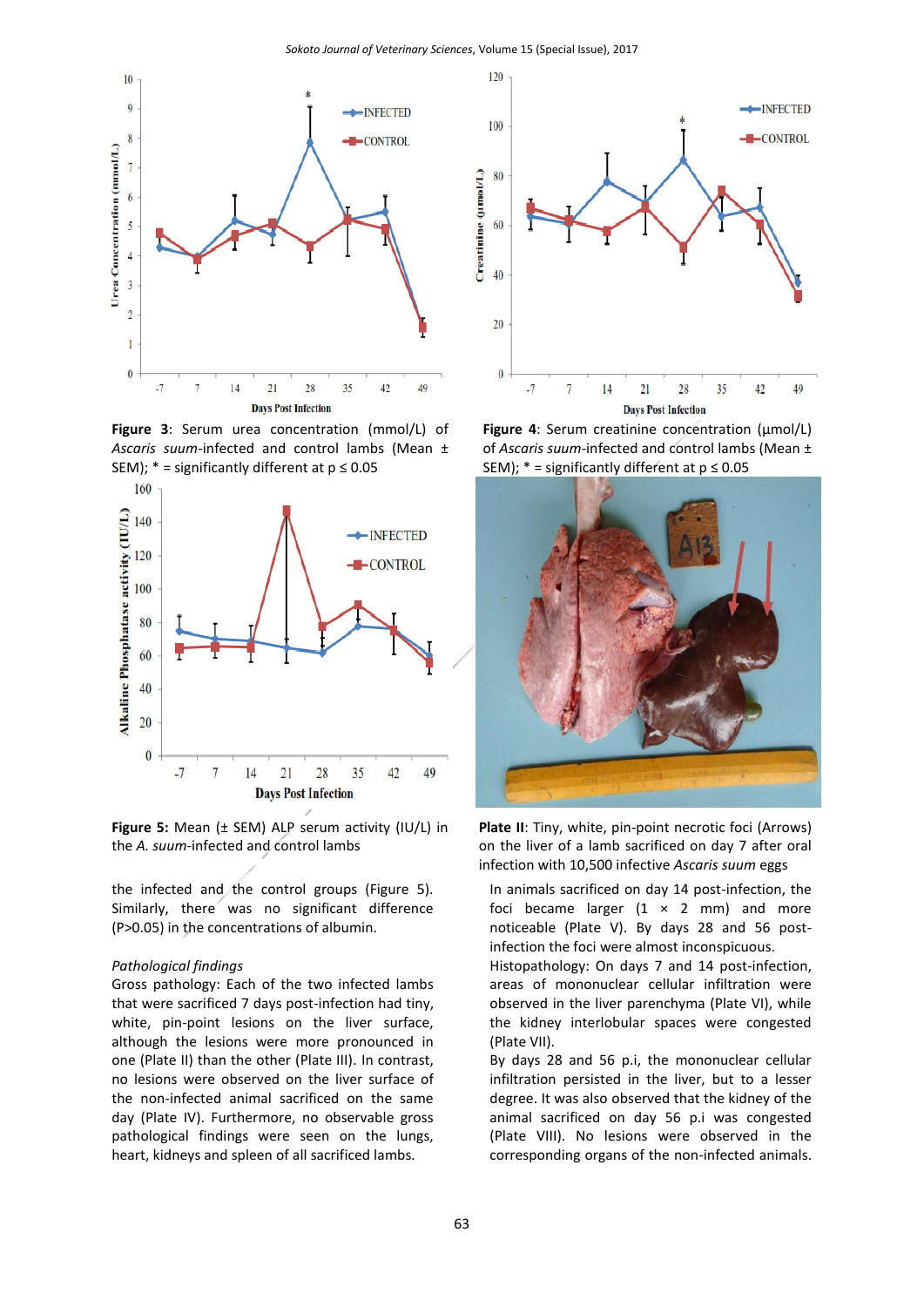**Figure 3**: Serum urea concentration (mmol/L) of *Ascaris suum*-infected and control lambs (Mean ± SEM); * = significantly different at p ≤ 0.05

**Figure 4**: Serum creatinine concentration (µmol/L) of *Ascaris suum*-infected and control lambs (Mean ± SEM); * = significantly different at p ≤ 0.05

**Figure 5:** Mean (± SEM) ALP serum activity (IU/L) in the *A. suum*-infected and control lambs

**Plate II**: Tiny, white, pin-point necrotic foci (Arrows) on the liver of a lamb sacrificed on day 7 after oral infection with 10,500 infective *Ascaris suum* eggs

the infected and the control groups (Figure 5). Similarly, there was no significant difference (P>0.05) in the concentrations of albumin.

*Pathological findings*

Gross pathology: Each of the two infected lambs that were sacrificed 7 days post-infection had tiny, white, pin-point lesions on the liver surface, although the lesions were more pronounced in one (Plate II) than the other (Plate III). In contrast, no lesions were observed on the liver surface of the non-infected animal sacrificed on the same day (Plate IV). Furthermore, no observable gross pathological findings were seen on the lungs, heart, kidneys and spleen of all sacrificed lambs.

In animals sacrificed on day 14 post-infection, the foci became larger (1 × 2 mm) and more noticeable (Plate V). By days 28 and 56 post-infection the foci were almost inconspicuous.

Histopathology: On days 7 and 14 post-infection, areas of mononuclear cellular infiltration were observed in the liver parenchyma (Plate VI), while the kidney interlobular spaces were congested (Plate VII).

By days 28 and 56 p.i, the mononuclear cellular infiltration persisted in the liver, but to a lesser degree. It was also observed that the kidney of the animal sacrificed on day 56 p.i was congested (Plate VIII). No lesions were observed in the corresponding organs of the non-infected animals.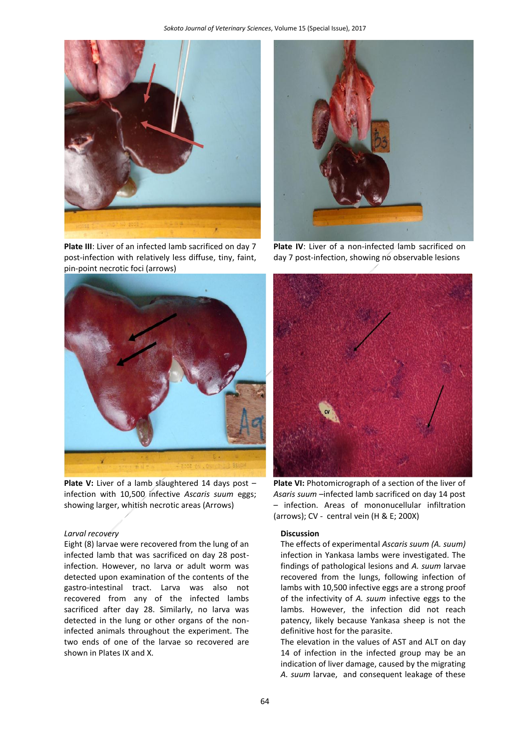**Plate III**: Liver of an infected lamb sacrificed on day 7 post-infection with relatively less diffuse, tiny, faint, pin-point necrotic foci (arrows)

**Plate IV**: Liver of a non-infected lamb sacrificed on day 7 post-infection, showing no observable lesions

**Plate V:** Liver of a lamb slaughtered 14 days post – infection with 10,500 infective *Ascaris suum* eggs; showing larger, whitish necrotic areas (Arrows)

**Plate VI:** Photomicrograph of a section of the liver of *Asaris suum* –infected lamb sacrificed on day 14 post – infection. Areas of mononucellular infiltration (arrows); CV - central vein (H & E; 200X)

*Larval recovery*

Eight (8) larvae were recovered from the lung of an infected lamb that was sacrificed on day 28 post-infection. However, no larva or adult worm was detected upon examination of the contents of the gastro-intestinal tract. Larva was also not recovered from any of the infected lambs sacrificed after day 28. Similarly, no larva was detected in the lung or other organs of the non-infected animals throughout the experiment. The two ends of one of the larvae so recovered are shown in Plates IX and X.

## Discussion

The effects of experimental *Ascaris suum (A. suum)* infection in Yankasa lambs were investigated. The findings of pathological lesions and *A. suum* larvae recovered from the lungs, following infection of lambs with 10,500 infective eggs are a strong proof of the infectivity of *A. suum* infective eggs to the lambs. However, the infection did not reach patency, likely because Yankasa sheep is not the definitive host for the parasite.

The elevation in the values of AST and ALT on day 14 of infection in the infected group may be an indication of liver damage, caused by the migrating *A. suum* larvae, and consequent leakage of these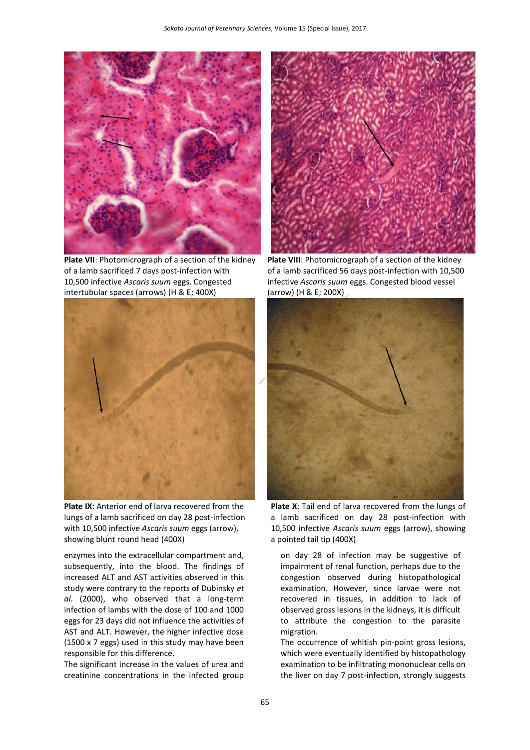Plate VII: Photomicrograph of a section of the kidney of a lamb sacrificed 7 days post-infection with 10,500 infective *Ascaris suum* eggs. Congested intertubular spaces (arrows) (H & E; 400X)

Plate VIII: Photomicrograph of a section of the kidney of a lamb sacrificed 56 days post-infection with 10,500 infective *Ascaris suum* eggs. Congested blood vessel (arrow) (H & E; 200X)

Plate IX: Anterior end of larva recovered from the lungs of a lamb sacrificed on day 28 post-infection with 10,500 infective *Ascaris suum* eggs (arrow), showing blunt round head (400X)

Plate X: Tail end of larva recovered from the lungs of a lamb sacrificed on day 28 post-infection with 10,500 infective *Ascaris suum* eggs (arrow), showing a pointed tail tip (400X)

enzymes into the extracellular compartment and, subsequently, into the blood. The findings of increased ALT and AST activities observed in this study were contrary to the reports of Dubinsky *et al.* (2000), who observed that a long-term infection of lambs with the dose of 100 and 1000 eggs for 23 days did not influence the activities of AST and ALT. However, the higher infective dose (1500 x 7 eggs) used in this study may have been responsible for this difference.

The significant increase in the values of urea and creatinine concentrations in the infected group on day 28 of infection may be suggestive of impairment of renal function, perhaps due to the congestion observed during histopathological examination. However, since larvae were not recovered in tissues, in addition to lack of observed gross lesions in the kidneys, it is difficult to attribute the congestion to the parasite migration.

The occurrence of whitish pin-point gross lesions, which were eventually identified by histopathology examination to be infiltrating mononuclear cells on the liver on day 7 post-infection, strongly suggests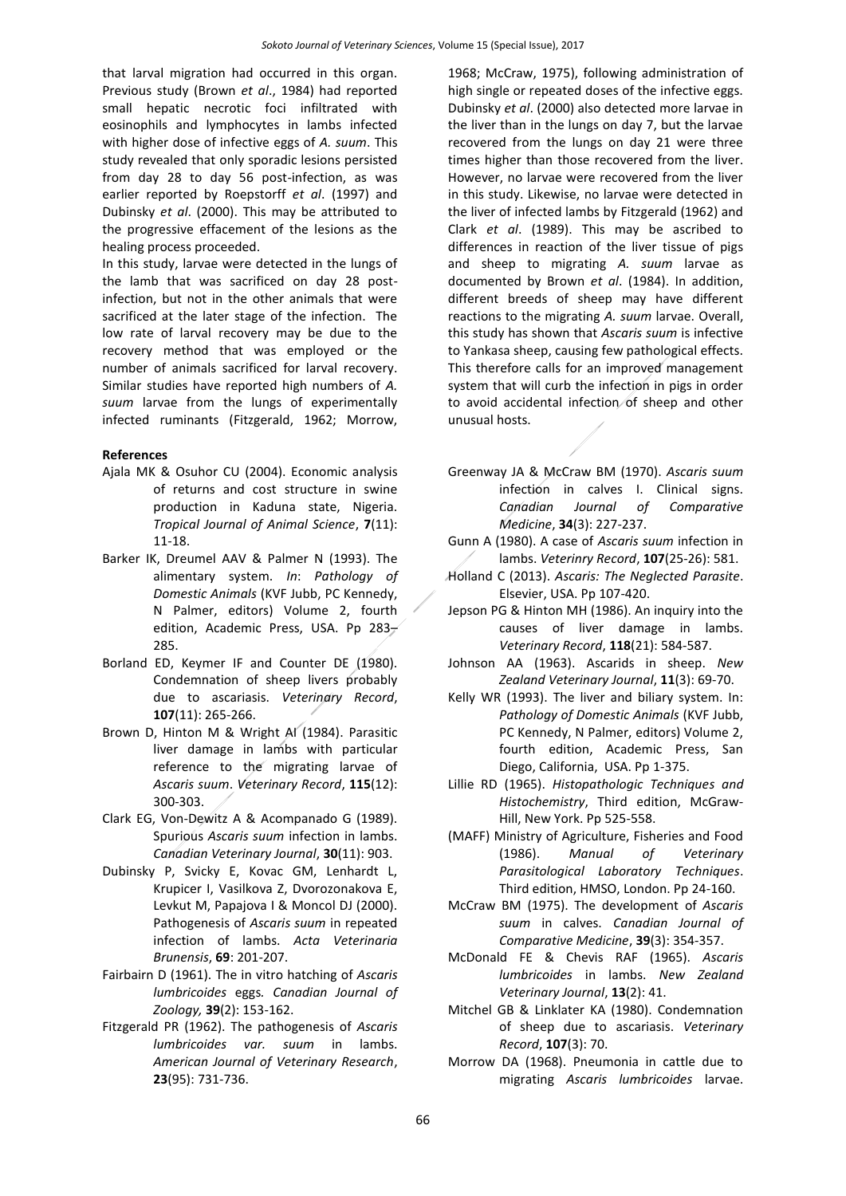that larval migration had occurred in this organ. Previous study (Brown *et al*., 1984) had reported small hepatic necrotic foci infiltrated with eosinophils and lymphocytes in lambs infected with higher dose of infective eggs of *A. suum*. This study revealed that only sporadic lesions persisted from day 28 to day 56 post-infection, as was earlier reported by Roepstorff *et al*. (1997) and Dubinsky *et al*. (2000). This may be attributed to the progressive effacement of the lesions as the healing process proceeded.

In this study, larvae were detected in the lungs of the lamb that was sacrificed on day 28 post-infection, but not in the other animals that were sacrificed at the later stage of the infection. The low rate of larval recovery may be due to the recovery method that was employed or the number of animals sacrificed for larval recovery. Similar studies have reported high numbers of *A. suum* larvae from the lungs of experimentally infected ruminants (Fitzgerald, 1962; Morrow, 1968; McCraw, 1975), following administration of high single or repeated doses of the infective eggs. Dubinsky *et al*. (2000) also detected more larvae in the liver than in the lungs on day 7, but the larvae recovered from the lungs on day 21 were three times higher than those recovered from the liver. However, no larvae were recovered from the liver in this study. Likewise, no larvae were detected in the liver of infected lambs by Fitzgerald (1962) and Clark *et al*. (1989). This may be ascribed to differences in reaction of the liver tissue of pigs and sheep to migrating *A. suum* larvae as documented by Brown *et al*. (1984). In addition, different breeds of sheep may have different reactions to the migrating *A. suum* larvae. Overall, this study has shown that *Ascaris suum* is infective to Yankasa sheep, causing few pathological effects. This therefore calls for an improved management system that will curb the infection in pigs in order to avoid accidental infection of sheep and other unusual hosts.

## References

Ajala MK & Osuhor CU (2004). Economic analysis of returns and cost structure in swine production in Kaduna state, Nigeria. *Tropical Journal of Animal Science*, **7**(11): 11-18.

Barker IK, Dreumel AAV & Palmer N (1993). The alimentary system. *In*: *Pathology of Domestic Animals* (KVF Jubb, PC Kennedy, N Palmer, editors) Volume 2, fourth edition, Academic Press, USA. Pp 283–285.

Borland ED, Keymer IF and Counter DE (1980). Condemnation of sheep livers probably due to ascariasis. *Veterinary Record*, **107**(11): 265-266.

Brown D, Hinton M & Wright AI (1984). Parasitic liver damage in lambs with particular reference to the migrating larvae of *Ascaris suum*. *Veterinary Record*, **115**(12): 300-303.

Clark EG, Von-Dewitz A & Acompanado G (1989). Spurious *Ascaris suum* infection in lambs. *Canadian Veterinary Journal*, **30**(11): 903.

Dubinsky P, Svicky E, Kovac GM, Lenhardt L, Krupicer I, Vasilkova Z, Dvorozonakova E, Levkut M, Papajova I & Moncol DJ (2000). Pathogenesis of *Ascaris suum* in repeated infection of lambs. *Acta Veterinaria Brunensis*, **69**: 201-207.

Fairbairn D (1961). The in vitro hatching of *Ascaris lumbricoides* eggs*. Canadian Journal of Zoology,* **39**(2): 153-162.

Fitzgerald PR (1962). The pathogenesis of *Ascaris lumbricoides var. suum* in lambs. *American Journal of Veterinary Research*, **23**(95): 731-736.

Greenway JA & McCraw BM (1970). *Ascaris suum* infection in calves I. Clinical signs. *Canadian Journal of Comparative Medicine*, **34**(3): 227-237.

Gunn A (1980). A case of *Ascaris suum* infection in lambs. *Veterinry Record*, **107**(25-26): 581.

Holland C (2013). *Ascaris: The Neglected Parasite*. Elsevier, USA. Pp 107-420.

Jepson PG & Hinton MH (1986). An inquiry into the causes of liver damage in lambs. *Veterinary Record*, **118**(21): 584-587.

Johnson AA (1963). Ascarids in sheep. *New Zealand Veterinary Journal*, **11**(3): 69-70.

Kelly WR (1993). The liver and biliary system. In: *Pathology of Domestic Animals* (KVF Jubb, PC Kennedy, N Palmer, editors) Volume 2, fourth edition, Academic Press, San Diego, California, USA. Pp 1-375.

Lillie RD (1965). *Histopathologic Techniques and Histochemistry*, Third edition, McGraw-Hill, New York. Pp 525-558.

(MAFF) Ministry of Agriculture, Fisheries and Food (1986). *Manual of Veterinary Parasitological Laboratory Techniques*. Third edition, HMSO, London. Pp 24-160.

McCraw BM (1975). The development of *Ascaris suum* in calves. *Canadian Journal of Comparative Medicine*, **39**(3): 354-357.

McDonald FE & Chevis RAF (1965). *Ascaris lumbricoides* in lambs. *New Zealand Veterinary Journal*, **13**(2): 41.

Mitchel GB & Linklater KA (1980). Condemnation of sheep due to ascariasis. *Veterinary Record*, **107**(3): 70.

Morrow DA (1968). Pneumonia in cattle due to migrating *Ascaris lumbricoides* larvae.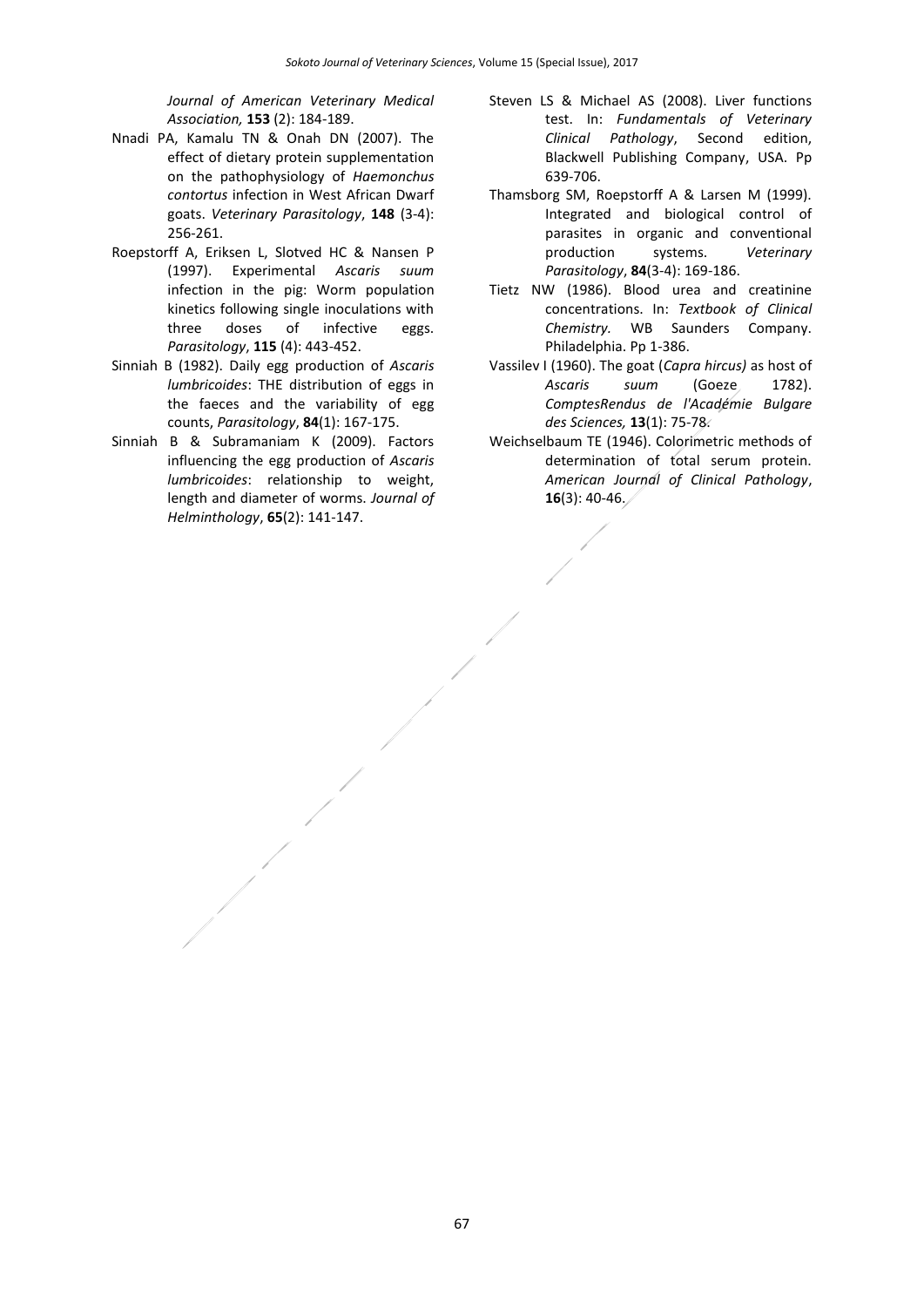*Journal of American Veterinary Medical Association,* **153** (2): 184-189.

Nnadi PA, Kamalu TN & Onah DN (2007). The effect of dietary protein supplementation on the pathophysiology of *Haemonchus contortus* infection in West African Dwarf goats. *Veterinary Parasitology*, **148** (3-4): 256-261.

Roepstorff A, Eriksen L, Slotved HC & Nansen P (1997). Experimental *Ascaris suum* infection in the pig: Worm population kinetics following single inoculations with three doses of infective eggs. *Parasitology*, **115** (4): 443-452.

Sinniah B (1982). Daily egg production of *Ascaris lumbricoides*: THE distribution of eggs in the faeces and the variability of egg counts, *Parasitology*, **84**(1): 167-175.

Sinniah B & Subramaniam K (2009). Factors influencing the egg production of *Ascaris lumbricoides*: relationship to weight, length and diameter of worms. *Journal of Helminthology*, **65**(2): 141-147.

Steven LS & Michael AS (2008). Liver functions test. In: *Fundamentals of Veterinary Clinical Pathology*, Second edition, Blackwell Publishing Company, USA. Pp 639-706.

Thamsborg SM, Roepstorff A & Larsen M (1999). Integrated and biological control of parasites in organic and conventional production systems. *Veterinary Parasitology*, **84**(3-4): 169-186.

Tietz NW (1986). Blood urea and creatinine concentrations. In: *Textbook of Clinical Chemistry.* WB Saunders Company. Philadelphia. Pp 1-386.

Vassilev I (1960). The goat (*Capra hircus)* as host of *Ascaris suum* (Goeze 1782). *ComptesRendus de l'Académie Bulgare des Sciences,* **13**(1): 75-78.

Weichselbaum TE (1946). Colorimetric methods of determination of total serum protein. *American Journal of Clinical Pathology*, **16**(3): 40-46.